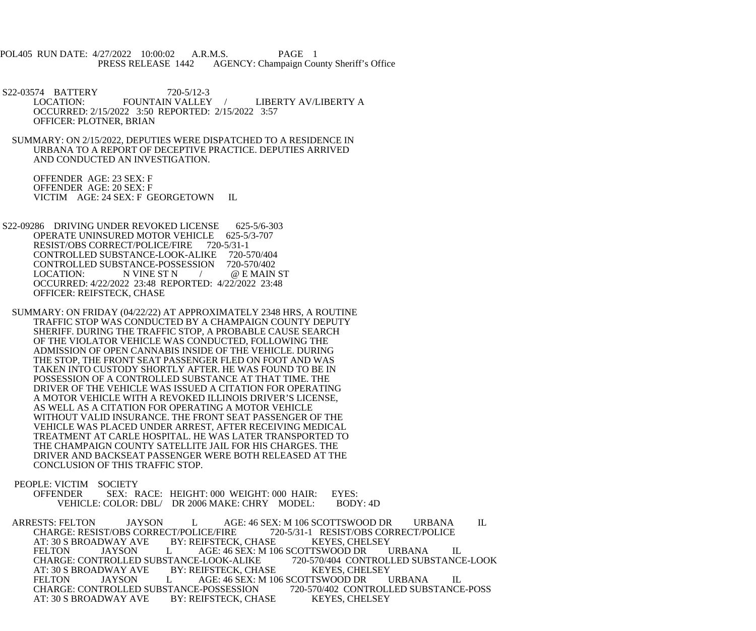POL405 RUN DATE: 4/27/2022 10:00:02 A.R.M.S. PAGE 1
PRESS RELEASE 1442 AGENCY: Champaign County Sheriff's Office

S22-03574 BATTERY 720-5/12-3
LOCATION: FOUNTAIN VALLEY / LIBERTY AV/LIBERTY A
OCCURRED: 2/15/2022 3:50 REPORTED: 2/15/2022 3:57
OFFICER: PLOTNER, BRIAN

SUMMARY: ON 2/15/2022, DEPUTIES WERE DISPATCHED TO A RESIDENCE IN URBANA TO A REPORT OF DECEPTIVE PRACTICE. DEPUTIES ARRIVED AND CONDUCTED AN INVESTIGATION.

OFFENDER AGE: 23 SEX: F
OFFENDER AGE: 20 SEX: F
VICTIM AGE: 24 SEX: F GEORGETOWN IL

S22-09286 DRIVING UNDER REVOKED LICENSE 625-5/6-303
OPERATE UNINSURED MOTOR VEHICLE 625-5/3-707
RESIST/OBS CORRECT/POLICE/FIRE 720-5/31-1
CONTROLLED SUBSTANCE-LOOK-ALIKE 720-570/404
CONTROLLED SUBSTANCE-POSSESSION 720-570/402
LOCATION: N VINE ST N / @ E MAIN ST
OCCURRED: 4/22/2022 23:48 REPORTED: 4/22/2022 23:48
OFFICER: REIFSTECK, CHASE

SUMMARY: ON FRIDAY (04/22/22) AT APPROXIMATELY 2348 HRS, A ROUTINE TRAFFIC STOP WAS CONDUCTED BY A CHAMPAIGN COUNTY DEPUTY SHERIFF. DURING THE TRAFFIC STOP, A PROBABLE CAUSE SEARCH OF THE VIOLATOR VEHICLE WAS CONDUCTED, FOLLOWING THE ADMISSION OF OPEN CANNABIS INSIDE OF THE VEHICLE. DURING THE STOP, THE FRONT SEAT PASSENGER FLED ON FOOT AND WAS TAKEN INTO CUSTODY SHORTLY AFTER. HE WAS FOUND TO BE IN POSSESSION OF A CONTROLLED SUBSTANCE AT THAT TIME. THE DRIVER OF THE VEHICLE WAS ISSUED A CITATION FOR OPERATING A MOTOR VEHICLE WITH A REVOKED ILLINOIS DRIVER'S LICENSE, AS WELL AS A CITATION FOR OPERATING A MOTOR VEHICLE WITHOUT VALID INSURANCE. THE FRONT SEAT PASSENGER OF THE VEHICLE WAS PLACED UNDER ARREST, AFTER RECEIVING MEDICAL TREATMENT AT CARLE HOSPITAL. HE WAS LATER TRANSPORTED TO THE CHAMPAIGN COUNTY SATELLITE JAIL FOR HIS CHARGES. THE DRIVER AND BACKSEAT PASSENGER WERE BOTH RELEASED AT THE CONCLUSION OF THIS TRAFFIC STOP.

PEOPLE: VICTIM SOCIETY
OFFENDER SEX: RACE: HEIGHT: 000 WEIGHT: 000 HAIR: EYES:
VEHICLE: COLOR: DBL/ DR 2006 MAKE: CHRY MODEL: BODY: 4D

ARRESTS: FELTON JAYSON L AGE: 46 SEX: M 106 SCOTTSWOOD DR URBANA IL
CHARGE: RESIST/OBS CORRECT/POLICE/FIRE 720-5/31-1 RESIST/OBS CORRECT/POLICE
AT: 30 S BROADWAY AVE BY: REIFSTECK, CHASE KEYES, CHELSEY
FELTON JAYSON L AGE: 46 SEX: M 106 SCOTTSWOOD DR URBANA IL
CHARGE: CONTROLLED SUBSTANCE-LOOK-ALIKE 720-570/404 CONTROLLED SUBSTANCE-LOOK
AT: 30 S BROADWAY AVE BY: REIFSTECK, CHASE KEYES, CHELSEY
FELTON JAYSON L AGE: 46 SEX: M 106 SCOTTSWOOD DR URBANA IL
CHARGE: CONTROLLED SUBSTANCE-POSSESSION 720-570/402 CONTROLLED SUBSTANCE-POSS
AT: 30 S BROADWAY AVE BY: REIFSTECK, CHASE KEYES, CHELSEY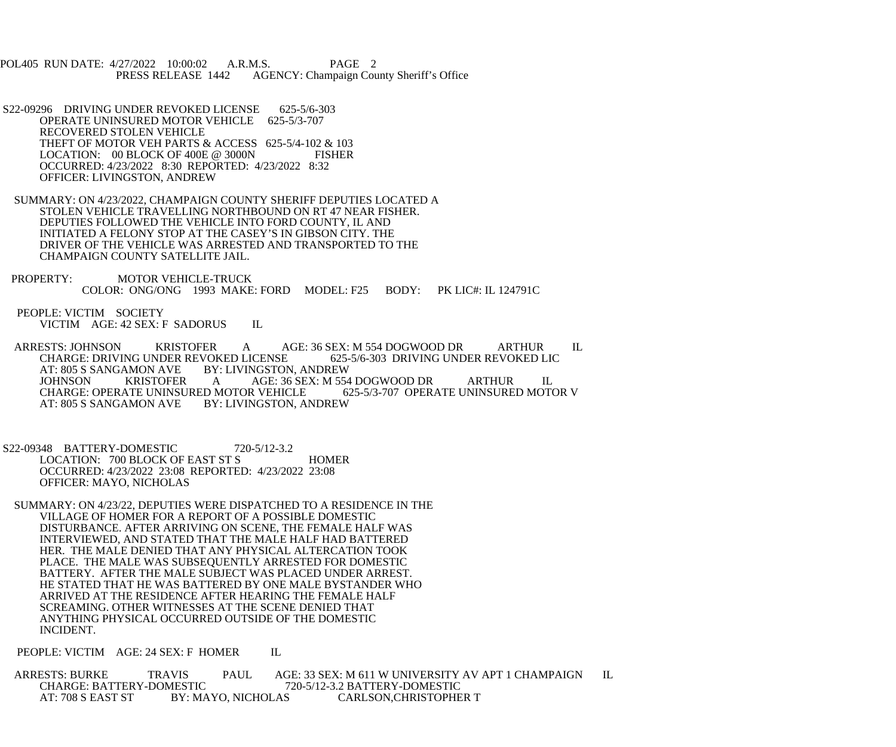S22-09296 DRIVING UNDER REVOKED LICENSE 625-5/6-303
OPERATE UNINSURED MOTOR VEHICLE 625-5/3-707
RECOVERED STOLEN VEHICLE
THEFT OF MOTOR VEH PARTS & ACCESS 625-5/4-102 & 103
LOCATION: 00 BLOCK OF 400E @ 3000N FISHER
OCCURRED: 4/23/2022 8:30 REPORTED: 4/23/2022 8:32
OFFICER: LIVINGSTON, ANDREW

SUMMARY: ON 4/23/2022, CHAMPAIGN COUNTY SHERIFF DEPUTIES LOCATED A STOLEN VEHICLE TRAVELLING NORTHBOUND ON RT 47 NEAR FISHER. DEPUTIES FOLLOWED THE VEHICLE INTO FORD COUNTY, IL AND INITIATED A FELONY STOP AT THE CASEY'S IN GIBSON CITY. THE DRIVER OF THE VEHICLE WAS ARRESTED AND TRANSPORTED TO THE CHAMPAIGN COUNTY SATELLITE JAIL.

PROPERTY: MOTOR VEHICLE-TRUCK
COLOR: ONG/ONG 1993 MAKE: FORD MODEL: F25 BODY: PK LIC#: IL 124791C

PEOPLE: VICTIM SOCIETY
VICTIM AGE: 42 SEX: F SADORUS IL

ARRESTS: JOHNSON KRISTOFER A AGE: 36 SEX: M 554 DOGWOOD DR ARTHUR IL
CHARGE: DRIVING UNDER REVOKED LICENSE 625-5/6-303 DRIVING UNDER REVOKED LIC
AT: 805 S SANGAMON AVE BY: LIVINGSTON, ANDREW
JOHNSON KRISTOFER A AGE: 36 SEX: M 554 DOGWOOD DR ARTHUR IL
CHARGE: OPERATE UNINSURED MOTOR VEHICLE 625-5/3-707 OPERATE UNINSURED MOTOR V
AT: 805 S SANGAMON AVE BY: LIVINGSTON, ANDREW

S22-09348 BATTERY-DOMESTIC 720-5/12-3.2
LOCATION: 700 BLOCK OF EAST ST S HOMER
OCCURRED: 4/23/2022 23:08 REPORTED: 4/23/2022 23:08
OFFICER: MAYO, NICHOLAS

SUMMARY: ON 4/23/22, DEPUTIES WERE DISPATCHED TO A RESIDENCE IN THE VILLAGE OF HOMER FOR A REPORT OF A POSSIBLE DOMESTIC DISTURBANCE. AFTER ARRIVING ON SCENE, THE FEMALE HALF WAS INTERVIEWED, AND STATED THAT THE MALE HALF HAD BATTERED HER. THE MALE DENIED THAT ANY PHYSICAL ALTERCATION TOOK PLACE. THE MALE WAS SUBSEQUENTLY ARRESTED FOR DOMESTIC BATTERY. AFTER THE MALE SUBJECT WAS PLACED UNDER ARREST. HE STATED THAT HE WAS BATTERED BY ONE MALE BYSTANDER WHO ARRIVED AT THE RESIDENCE AFTER HEARING THE FEMALE HALF SCREAMING. OTHER WITNESSES AT THE SCENE DENIED THAT ANYTHING PHYSICAL OCCURRED OUTSIDE OF THE DOMESTIC INCIDENT.

PEOPLE: VICTIM AGE: 24 SEX: F HOMER IL

ARRESTS: BURKE TRAVIS PAUL AGE: 33 SEX: M 611 W UNIVERSITY AV APT 1 CHAMPAIGN IL
CHARGE: BATTERY-DOMESTIC 720-5/12-3.2 BATTERY-DOMESTIC
AT: 708 S EAST ST BY: MAYO, NICHOLAS CARLSON,CHRISTOPHER T